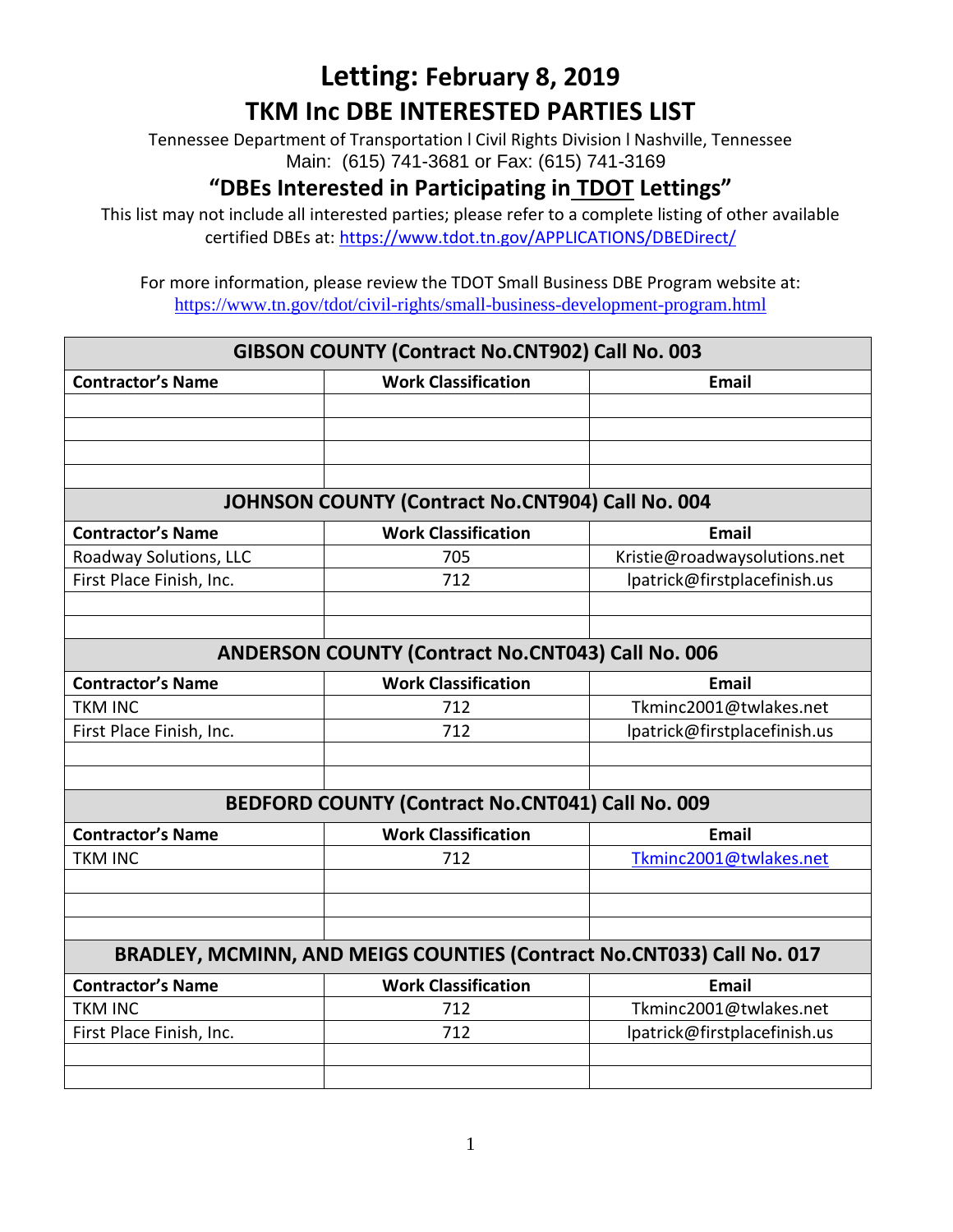# Letting: February 8, 2019

# TKM Inc DBE INTERESTED PARTIES LIST

Tennessee Department of Transportation l Civil Rights Division l Nashville, Tennessee
Main: (615) 741-3681 or Fax: (615) 741-3169

## "DBEs Interested in Participating in TDOT Lettings"

This list may not include all interested parties; please refer to a complete listing of other available certified DBEs at: https://www.tdot.tn.gov/APPLICATIONS/DBEDirect/

For more information, please review the TDOT Small Business DBE Program website at: https://www.tn.gov/tdot/civil-rights/small-business-development-program.html

| GIBSON COUNTY (Contract No.CNT902) Call No. 003 | | |
|---|---|---|
| **Contractor's Name** | **Work Classification** | **Email** |
| | | |
| | | |
| | | |
| | | |

| JOHNSON COUNTY (Contract No.CNT904) Call No. 004 | | |
|---|---|---|
| **Contractor's Name** | **Work Classification** | **Email** |
| Roadway Solutions, LLC | 705 | Kristie@roadwaysolutions.net |
| First Place Finish, Inc. | 712 | lpatrick@firstplacefinish.us |
| | | |
| | | |

| ANDERSON COUNTY (Contract No.CNT043) Call No. 006 | | |
|---|---|---|
| **Contractor's Name** | **Work Classification** | **Email** |
| TKM INC | 712 | Tkminc2001@twlakes.net |
| First Place Finish, Inc. | 712 | lpatrick@firstplacefinish.us |
| | | |
| | | |

| BEDFORD COUNTY (Contract No.CNT041) Call No. 009 | | |
|---|---|---|
| **Contractor's Name** | **Work Classification** | **Email** |
| TKM INC | 712 | Tkminc2001@twlakes.net |
| | | |
| | | |
| | | |

| BRADLEY, MCMINN, AND MEIGS COUNTIES (Contract No.CNT033) Call No. 017 | | |
|---|---|---|
| **Contractor's Name** | **Work Classification** | **Email** |
| TKM INC | 712 | Tkminc2001@twlakes.net |
| First Place Finish, Inc. | 712 | lpatrick@firstplacefinish.us |
| | | |
| | | |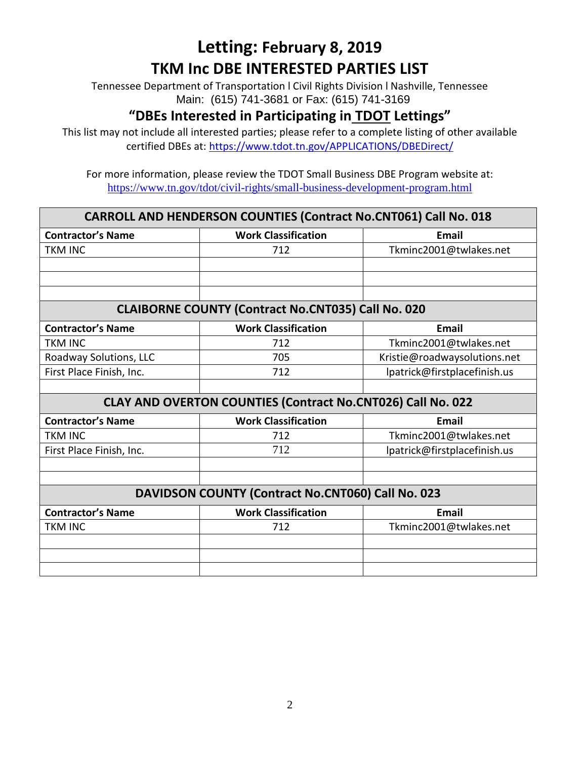# Letting: February 8, 2019

# TKM Inc DBE INTERESTED PARTIES LIST

Tennessee Department of Transportation l Civil Rights Division l Nashville, Tennessee
Main: (615) 741-3681 or Fax: (615) 741-3169

## "DBEs Interested in Participating in TDOT Lettings"

This list may not include all interested parties; please refer to a complete listing of other available certified DBEs at: https://www.tdot.tn.gov/APPLICATIONS/DBEDirect/

For more information, please review the TDOT Small Business DBE Program website at:
https://www.tn.gov/tdot/civil-rights/small-business-development-program.html

| CARROLL AND HENDERSON COUNTIES (Contract No.CNT061) Call No. 018 | | |
|---|---|---|
| **Contractor's Name** | **Work Classification** | **Email** |
| TKM INC | 712 | Tkminc2001@twlakes.net |
| | | |
| | | |
| | | |

| CLAIBORNE COUNTY (Contract No.CNT035) Call No. 020 | | |
|---|---|---|
| **Contractor's Name** | **Work Classification** | **Email** |
| TKM INC | 712 | Tkminc2001@twlakes.net |
| Roadway Solutions, LLC | 705 | Kristie@roadwaysolutions.net |
| First Place Finish, Inc. | 712 | lpatrick@firstplacefinish.us |
| | | |

| CLAY AND OVERTON COUNTIES (Contract No.CNT026) Call No. 022 | | |
|---|---|---|
| **Contractor's Name** | **Work Classification** | **Email** |
| TKM INC | 712 | Tkminc2001@twlakes.net |
| First Place Finish, Inc. | 712 | lpatrick@firstplacefinish.us |
| | | |
| | | |

| DAVIDSON COUNTY (Contract No.CNT060) Call No. 023 | | |
|---|---|---|
| **Contractor's Name** | **Work Classification** | **Email** |
| TKM INC | 712 | Tkminc2001@twlakes.net |
| | | |
| | | |
| | | |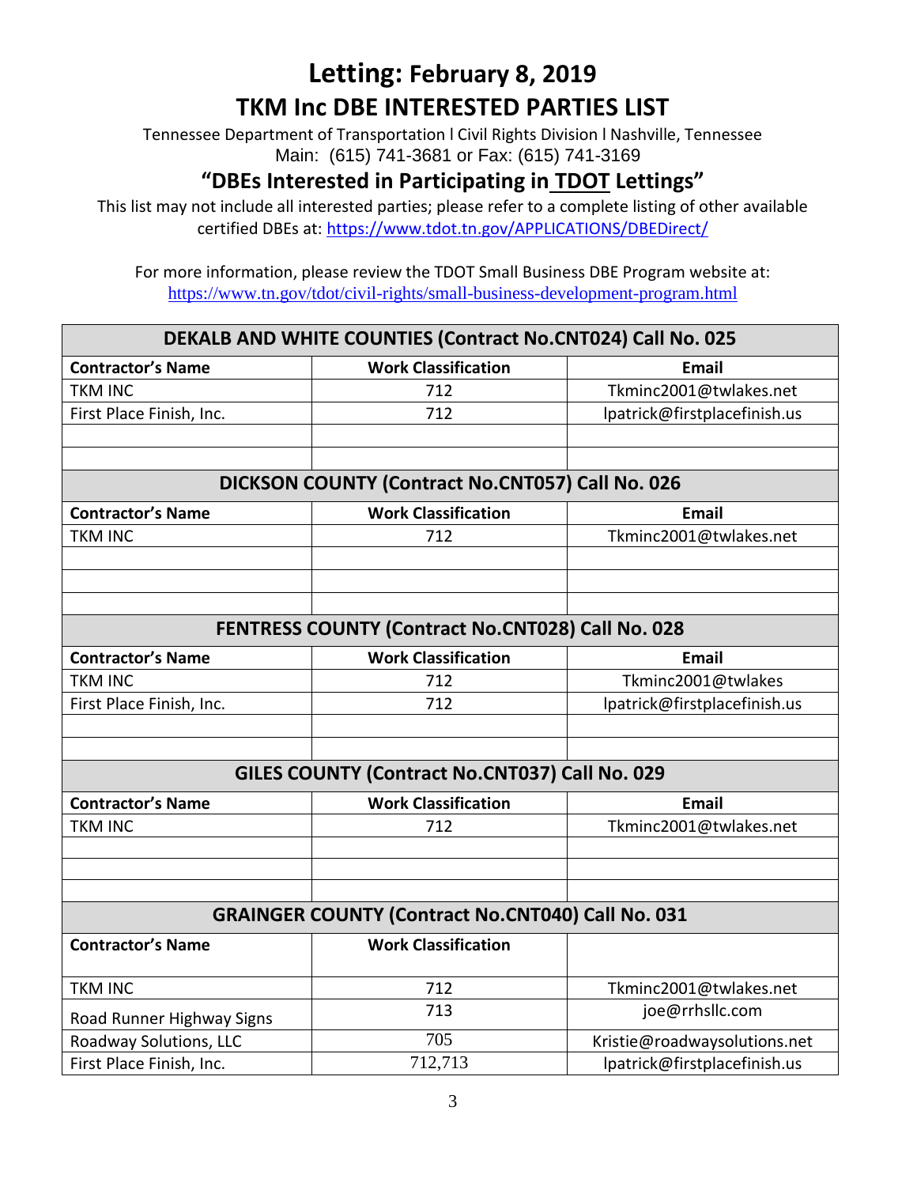# Letting: February 8, 2019

# TKM Inc DBE INTERESTED PARTIES LIST

Tennessee Department of Transportation l Civil Rights Division l Nashville, Tennessee
Main: (615) 741-3681 or Fax: (615) 741-3169

## "DBEs Interested in Participating in TDOT Lettings"

This list may not include all interested parties; please refer to a complete listing of other available certified DBEs at: https://www.tdot.tn.gov/APPLICATIONS/DBEDirect/

For more information, please review the TDOT Small Business DBE Program website at:
https://www.tn.gov/tdot/civil-rights/small-business-development-program.html

| DEKALB AND WHITE COUNTIES (Contract No.CNT024) Call No. 025 | | |
|---|---|---|
| **Contractor's Name** | **Work Classification** | **Email** |
| TKM INC | 712 | Tkminc2001@twlakes.net |
| First Place Finish, Inc. | 712 | lpatrick@firstplacefinish.us |
| | | |
| | | |

| DICKSON COUNTY (Contract No.CNT057) Call No. 026 | | |
|---|---|---|
| **Contractor's Name** | **Work Classification** | **Email** |
| TKM INC | 712 | Tkminc2001@twlakes.net |
| | | |
| | | |
| | | |

| FENTRESS COUNTY (Contract No.CNT028) Call No. 028 | | |
|---|---|---|
| **Contractor's Name** | **Work Classification** | **Email** |
| TKM INC | 712 | Tkminc2001@twlakes |
| First Place Finish, Inc. | 712 | lpatrick@firstplacefinish.us |
| | | |
| | | |

| GILES COUNTY (Contract No.CNT037) Call No. 029 | | |
|---|---|---|
| **Contractor's Name** | **Work Classification** | **Email** |
| TKM INC | 712 | Tkminc2001@twlakes.net |
| | | |
| | | |
| | | |

| GRAINGER COUNTY (Contract No.CNT040) Call No. 031 | | |
|---|---|---|
| **Contractor's Name** | **Work Classification** | |
| TKM INC | 712 | Tkminc2001@twlakes.net |
| Road Runner Highway Signs | 713 | joe@rrhsllc.com |
| Roadway Solutions, LLC | 705 | Kristie@roadwaysolutions.net |
| First Place Finish, Inc. | 712,713 | lpatrick@firstplacefinish.us |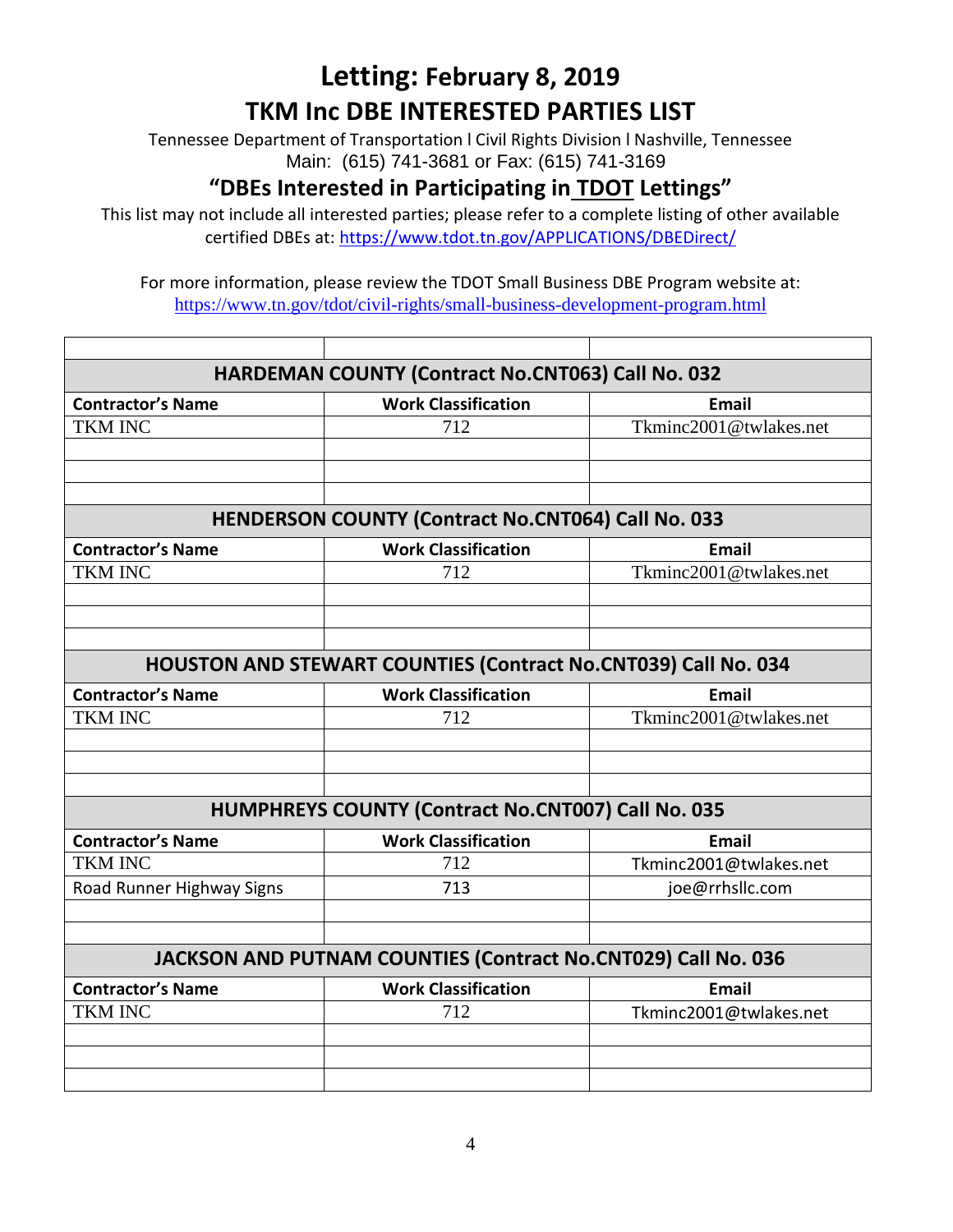# Letting: February 8, 2019

# TKM Inc DBE INTERESTED PARTIES LIST

Tennessee Department of Transportation l Civil Rights Division l Nashville, Tennessee
Main: (615) 741-3681 or Fax: (615) 741-3169

## "DBEs Interested in Participating in TDOT Lettings"

This list may not include all interested parties; please refer to a complete listing of other available certified DBEs at: https://www.tdot.tn.gov/APPLICATIONS/DBEDirect/

For more information, please review the TDOT Small Business DBE Program website at: https://www.tn.gov/tdot/civil-rights/small-business-development-program.html

| | | |
|---|---|---|
| **HARDEMAN COUNTY (Contract No.CNT063) Call No. 032** | | |
| **Contractor's Name** | **Work Classification** | **Email** |
| TKM INC | 712 | Tkminc2001@twlakes.net |
| | | |
| | | |
| | | |
| **HENDERSON COUNTY (Contract No.CNT064) Call No. 033** | | |
| **Contractor's Name** | **Work Classification** | **Email** |
| TKM INC | 712 | Tkminc2001@twlakes.net |
| | | |
| | | |
| | | |
| **HOUSTON AND STEWART COUNTIES (Contract No.CNT039) Call No. 034** | | |
| **Contractor's Name** | **Work Classification** | **Email** |
| TKM INC | 712 | Tkminc2001@twlakes.net |
| | | |
| | | |
| | | |
| **HUMPHREYS COUNTY (Contract No.CNT007) Call No. 035** | | |
| **Contractor's Name** | **Work Classification** | **Email** |
| TKM INC | 712 | Tkminc2001@twlakes.net |
| Road Runner Highway Signs | 713 | joe@rrhsllc.com |
| | | |
| | | |
| **JACKSON AND PUTNAM COUNTIES (Contract No.CNT029) Call No. 036** | | |
| **Contractor's Name** | **Work Classification** | **Email** |
| TKM INC | 712 | Tkminc2001@twlakes.net |
| | | |
| | | |
| | | |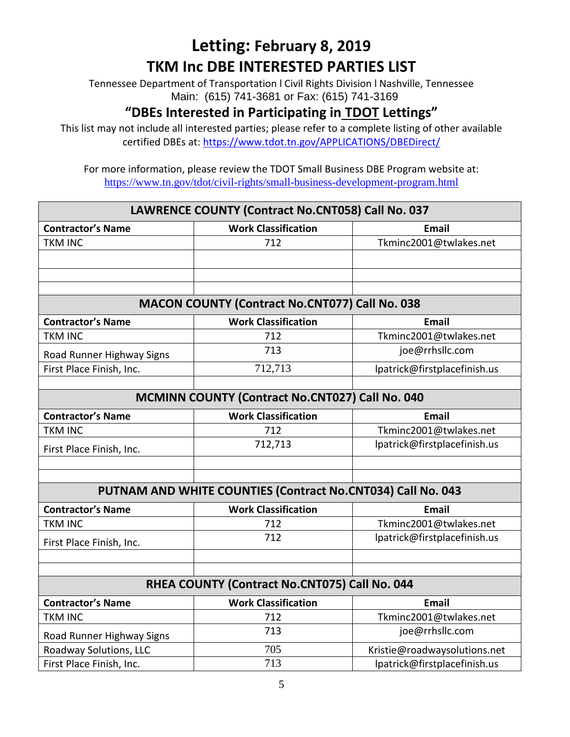# Letting: February 8, 2019

# TKM Inc DBE INTERESTED PARTIES LIST

Tennessee Department of Transportation l Civil Rights Division l Nashville, Tennessee
Main: (615) 741-3681 or Fax: (615) 741-3169

## "DBEs Interested in Participating in TDOT Lettings"

This list may not include all interested parties; please refer to a complete listing of other available certified DBEs at: https://www.tdot.tn.gov/APPLICATIONS/DBEDirect/

For more information, please review the TDOT Small Business DBE Program website at: https://www.tn.gov/tdot/civil-rights/small-business-development-program.html

| LAWRENCE COUNTY (Contract No.CNT058) Call No. 037 | | |
|---|---|---|
| **Contractor's Name** | **Work Classification** | **Email** |
| TKM INC | 712 | Tkminc2001@twlakes.net |
| | | |
| | | |
| | | |

| MACON COUNTY (Contract No.CNT077) Call No. 038 | | |
|---|---|---|
| **Contractor's Name** | **Work Classification** | **Email** |
| TKM INC | 712 | Tkminc2001@twlakes.net |
| Road Runner Highway Signs | 713 | joe@rrhsllc.com |
| First Place Finish, Inc. | 712,713 | lpatrick@firstplacefinish.us |
| | | |

| MCMINN COUNTY (Contract No.CNT027) Call No. 040 | | |
|---|---|---|
| **Contractor's Name** | **Work Classification** | **Email** |
| TKM INC | 712 | Tkminc2001@twlakes.net |
| First Place Finish, Inc. | 712,713 | lpatrick@firstplacefinish.us |
| | | |
| | | |

| PUTNAM AND WHITE COUNTIES (Contract No.CNT034) Call No. 043 | | |
|---|---|---|
| **Contractor's Name** | **Work Classification** | **Email** |
| TKM INC | 712 | Tkminc2001@twlakes.net |
| First Place Finish, Inc. | 712 | lpatrick@firstplacefinish.us |
| | | |
| | | |

| RHEA COUNTY (Contract No.CNT075) Call No. 044 | | |
|---|---|---|
| **Contractor's Name** | **Work Classification** | **Email** |
| TKM INC | 712 | Tkminc2001@twlakes.net |
| Road Runner Highway Signs | 713 | joe@rrhsllc.com |
| Roadway Solutions, LLC | 705 | Kristie@roadwaysolutions.net |
| First Place Finish, Inc. | 713 | lpatrick@firstplacefinish.us |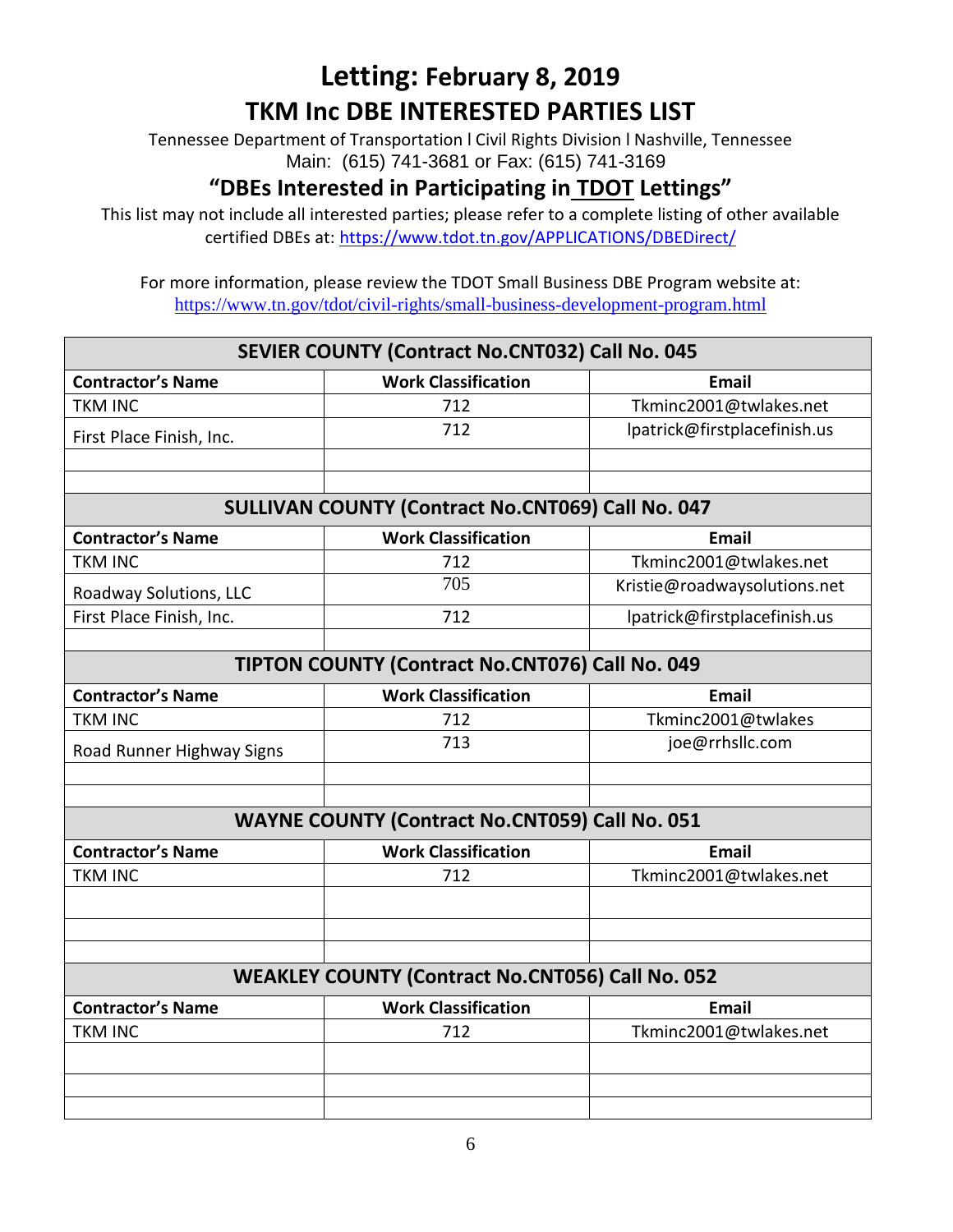# Letting: February 8, 2019

## TKM Inc DBE INTERESTED PARTIES LIST

Tennessee Department of Transportation l Civil Rights Division l Nashville, Tennessee
Main: (615) 741-3681 or Fax: (615) 741-3169

### "DBEs Interested in Participating in TDOT Lettings"

This list may not include all interested parties; please refer to a complete listing of other available certified DBEs at: https://www.tdot.tn.gov/APPLICATIONS/DBEDirect/

For more information, please review the TDOT Small Business DBE Program website at:
https://www.tn.gov/tdot/civil-rights/small-business-development-program.html

| SEVIER COUNTY (Contract No.CNT032) Call No. 045 | | |
|---|---|---|
| **Contractor's Name** | **Work Classification** | **Email** |
| TKM INC | 712 | Tkminc2001@twlakes.net |
| First Place Finish, Inc. | 712 | lpatrick@firstplacefinish.us |
| | | |
| | | |

| SULLIVAN COUNTY (Contract No.CNT069) Call No. 047 | | |
|---|---|---|
| **Contractor's Name** | **Work Classification** | **Email** |
| TKM INC | 712 | Tkminc2001@twlakes.net |
| Roadway Solutions, LLC | 705 | Kristie@roadwaysolutions.net |
| First Place Finish, Inc. | 712 | lpatrick@firstplacefinish.us |
| | | |

| TIPTON COUNTY (Contract No.CNT076) Call No. 049 | | |
|---|---|---|
| **Contractor's Name** | **Work Classification** | **Email** |
| TKM INC | 712 | Tkminc2001@twlakes |
| Road Runner Highway Signs | 713 | joe@rrhsllc.com |
| | | |
| | | |

| WAYNE COUNTY (Contract No.CNT059) Call No. 051 | | |
|---|---|---|
| **Contractor's Name** | **Work Classification** | **Email** |
| TKM INC | 712 | Tkminc2001@twlakes.net |
| | | |
| | | |
| | | |

| WEAKLEY COUNTY (Contract No.CNT056) Call No. 052 | | |
|---|---|---|
| **Contractor's Name** | **Work Classification** | **Email** |
| TKM INC | 712 | Tkminc2001@twlakes.net |
| | | |
| | | |
| | | |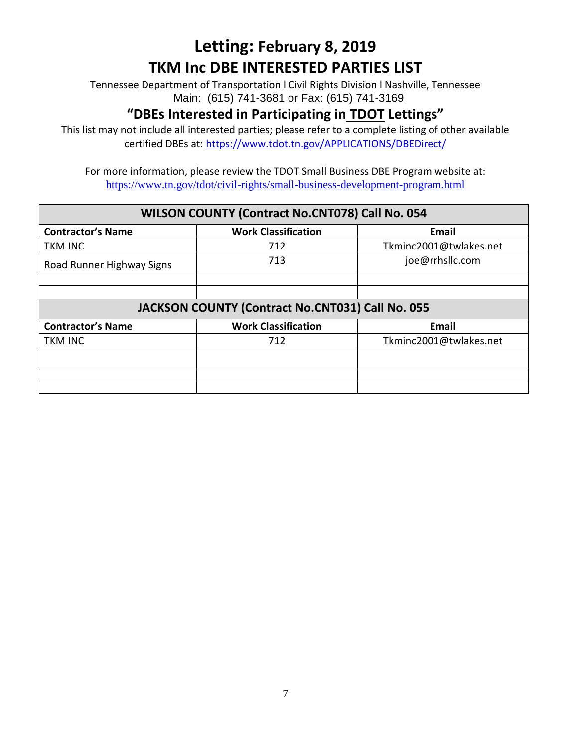# Letting: February 8, 2019

# TKM Inc DBE INTERESTED PARTIES LIST

Tennessee Department of Transportation l Civil Rights Division l Nashville, Tennessee
Main: (615) 741-3681 or Fax: (615) 741-3169

## "DBEs Interested in Participating in TDOT Lettings"

This list may not include all interested parties; please refer to a complete listing of other available certified DBEs at: https://www.tdot.tn.gov/APPLICATIONS/DBEDirect/

For more information, please review the TDOT Small Business DBE Program website at: https://www.tn.gov/tdot/civil-rights/small-business-development-program.html

| WILSON COUNTY (Contract No.CNT078) Call No. 054 | | |
|---|---|---|
| **Contractor's Name** | **Work Classification** | **Email** |
| TKM INC | 712 | Tkminc2001@twlakes.net |
| Road Runner Highway Signs | 713 | joe@rrhsllc.com |
| | | |
| | | |

| JACKSON COUNTY (Contract No.CNT031) Call No. 055 | | |
|---|---|---|
| **Contractor's Name** | **Work Classification** | **Email** |
| TKM INC | 712 | Tkminc2001@twlakes.net |
| | | |
| | | |
| | | |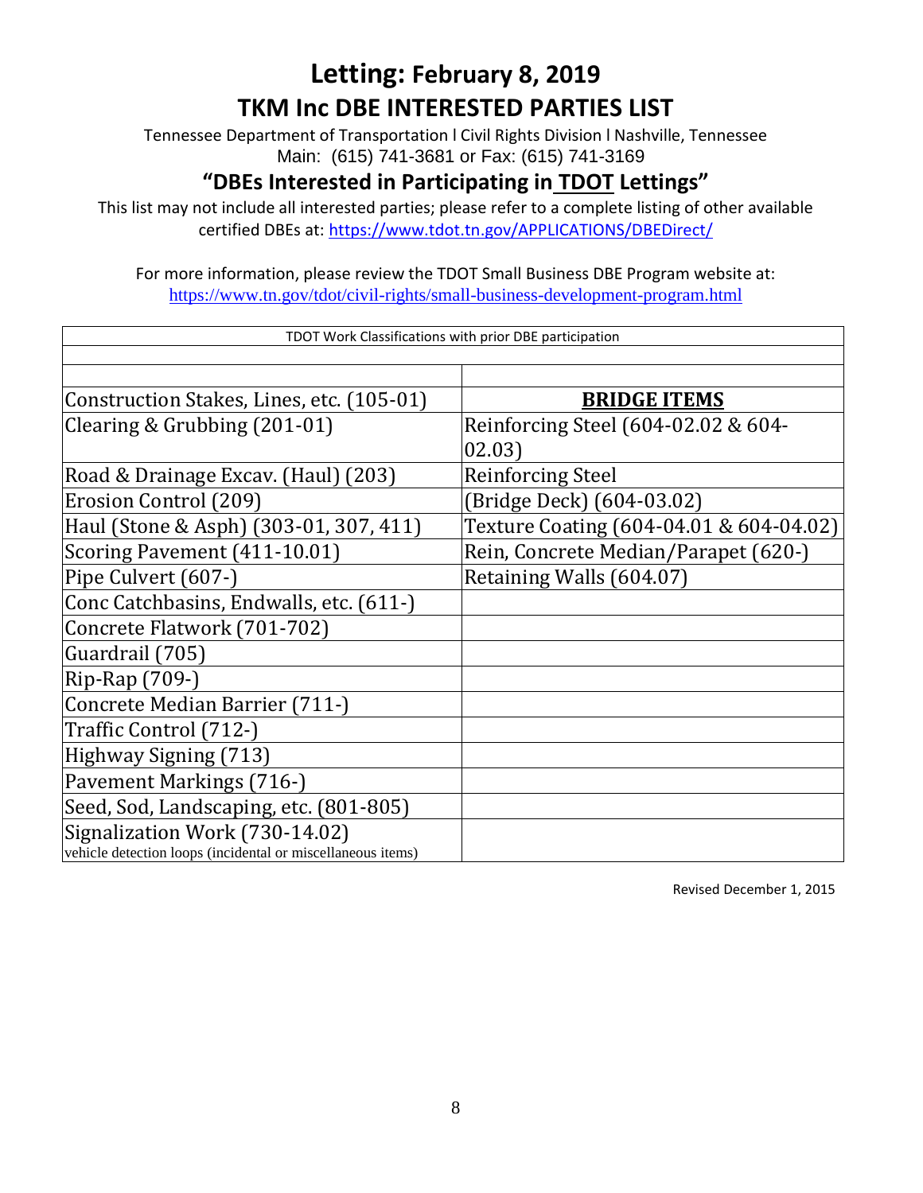# Letting: February 8, 2019

## TKM Inc DBE INTERESTED PARTIES LIST

Tennessee Department of Transportation l Civil Rights Division l Nashville, Tennessee
Main: (615) 741-3681 or Fax: (615) 741-3169

### "DBEs Interested in Participating in TDOT Lettings"

This list may not include all interested parties; please refer to a complete listing of other available certified DBEs at: https://www.tdot.tn.gov/APPLICATIONS/DBEDirect/

For more information, please review the TDOT Small Business DBE Program website at: https://www.tn.gov/tdot/civil-rights/small-business-development-program.html

| TDOT Work Classifications with prior DBE participation | |
|---|---|
| | |
| | |
| Construction Stakes, Lines, etc. (105-01) | **BRIDGE ITEMS** |
| Clearing & Grubbing (201-01) | Reinforcing Steel (604-02.02 & 604-02.03) |
| Road & Drainage Excav. (Haul) (203) | Reinforcing Steel |
| Erosion Control (209) | (Bridge Deck) (604-03.02) |
| Haul (Stone & Asph) (303-01, 307, 411) | Texture Coating (604-04.01 & 604-04.02) |
| Scoring Pavement (411-10.01) | Rein, Concrete Median/Parapet (620-) |
| Pipe Culvert (607-) | Retaining Walls (604.07) |
| Conc Catchbasins, Endwalls, etc. (611-) | |
| Concrete Flatwork (701-702) | |
| Guardrail (705) | |
| Rip-Rap (709-) | |
| Concrete Median Barrier (711-) | |
| Traffic Control (712-) | |
| Highway Signing (713) | |
| Pavement Markings (716-) | |
| Seed, Sod, Landscaping, etc. (801-805) | |
| Signalization Work (730-14.02) vehicle detection loops (incidental or miscellaneous items) | |

Revised December 1, 2015